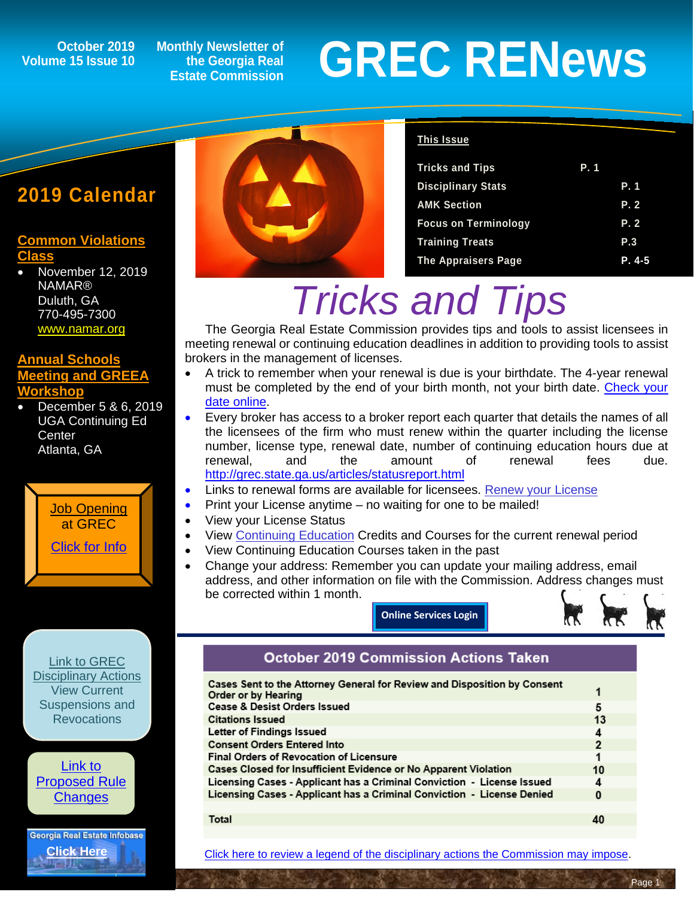October 2019
Volume 15 Issue 10

Monthly Newsletter of the Georgia Real Estate Commission

# GREC RENews

**This Issue**

| | |
|---|---|
| Tricks and Tips | P. 1 |
| Disciplinary Stats | P. 1 |
| AMK Section | P. 2 |
| Focus on Terminology | P. 2 |
| Training Treats | P.3 |
| The Appraisers Page | P. 4-5 |

## 2019 Calendar

**Common Violations Class**

- November 12, 2019
  NAMAR®
  Duluth, GA
  770-495-7300
  www.namar.org

**Annual Schools Meeting and GREEA Workshop**

- December 5 & 6, 2019
  UGA Continuing Ed Center
  Atlanta, GA

Job Opening at GREC
Click for Info

Link to GREC Disciplinary Actions
View Current Suspensions and Revocations

Link to Proposed Rule Changes

Georgia Real Estate Infobase
Click Here

# *Tricks and Tips*

The Georgia Real Estate Commission provides tips and tools to assist licensees in meeting renewal or continuing education deadlines in addition to providing tools to assist brokers in the management of licenses.

- A trick to remember when your renewal is due is your birthdate. The 4-year renewal must be completed by the end of your birth month, not your birth date. Check your date online.
- Every broker has access to a broker report each quarter that details the names of all the licensees of the firm who must renew within the quarter including the license number, license type, renewal date, number of continuing education hours due at renewal, and the amount of renewal fees due. http://grec.state.ga.us/articles/statusreport.html
- Links to renewal forms are available for licensees. Renew your License
- Print your License anytime – no waiting for one to be mailed!
- View your License Status
- View Continuing Education Credits and Courses for the current renewal period
- View Continuing Education Courses taken in the past
- Change your address: Remember you can update your mailing address, email address, and other information on file with the Commission. Address changes must be corrected within 1 month.

Online Services Login

## October 2019 Commission Actions Taken

| Action | Count |
|---|---|
| Cases Sent to the Attorney General for Review and Disposition by Consent Order or by Hearing | 1 |
| Cease & Desist Orders Issued | 5 |
| Citations Issued | 13 |
| Letter of Findings Issued | 4 |
| Consent Orders Entered Into | 2 |
| Final Orders of Revocation of Licensure | 1 |
| Cases Closed for Insufficient Evidence or No Apparent Violation | 10 |
| Licensing Cases - Applicant has a Criminal Conviction - License Issued | 4 |
| Licensing Cases - Applicant has a Criminal Conviction - License Denied | 0 |
| **Total** | **40** |

Click here to review a legend of the disciplinary actions the Commission may impose.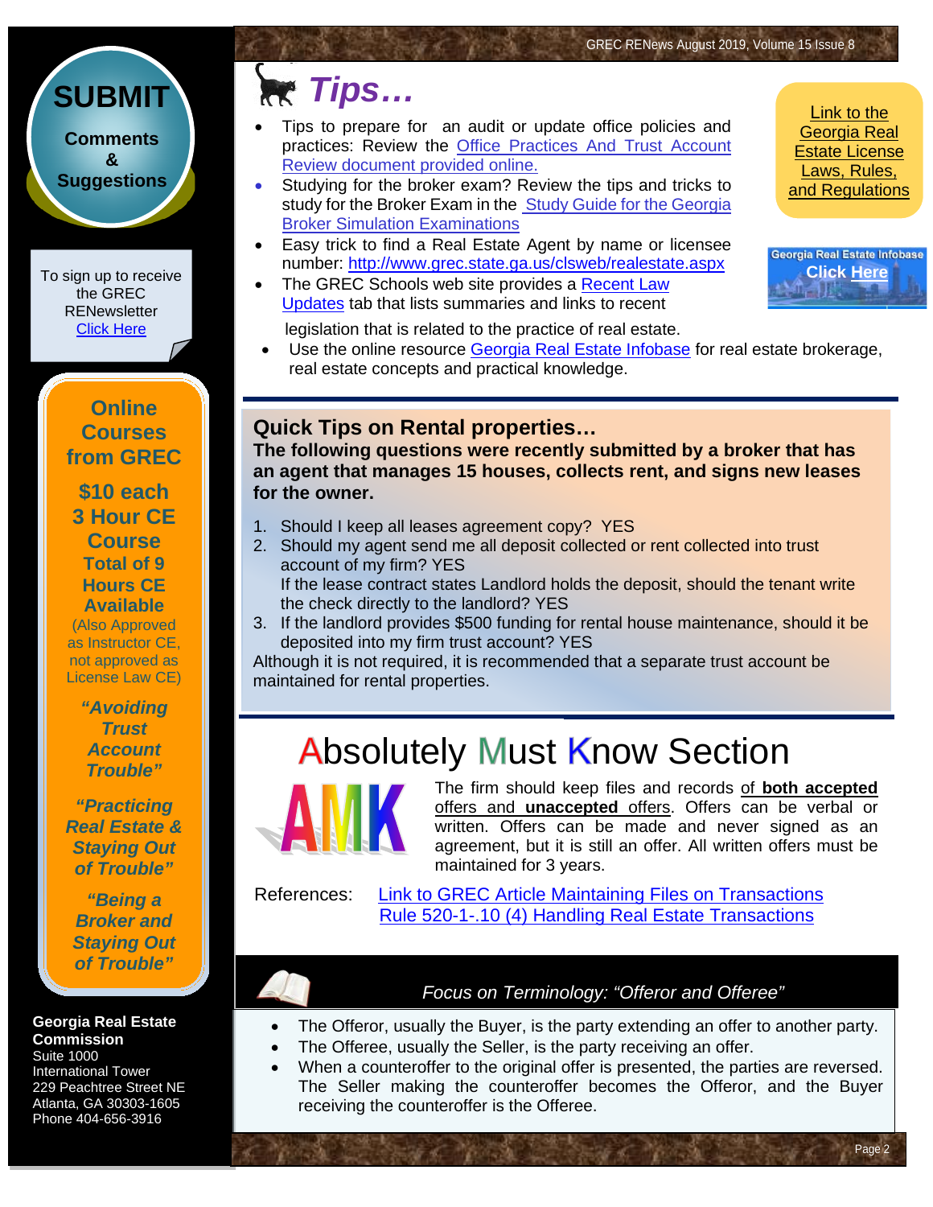# Tips…

- Tips to prepare for an audit or update office policies and practices: Review the Office Practices And Trust Account Review document provided online.
- Studying for the broker exam? Review the tips and tricks to study for the Broker Exam in the Study Guide for the Georgia Broker Simulation Examinations
- Easy trick to find a Real Estate Agent by name or licensee number: http://www.grec.state.ga.us/clsweb/realestate.aspx
- The GREC Schools web site provides a Recent Law Updates tab that lists summaries and links to recent legislation that is related to the practice of real estate.
- Use the online resource Georgia Real Estate Infobase for real estate brokerage, real estate concepts and practical knowledge.

Link to the Georgia Real Estate License Laws, Rules, and Regulations

Georgia Real Estate Infobase Click Here

## Quick Tips on Rental properties…

**The following questions were recently submitted by a broker that has an agent that manages 15 houses, collects rent, and signs new leases for the owner.**

1. Should I keep all leases agreement copy? YES
2. Should my agent send me all deposit collected or rent collected into trust account of my firm? YES
   If the lease contract states Landlord holds the deposit, should the tenant write the check directly to the landlord? YES
3. If the landlord provides $500 funding for rental house maintenance, should it be deposited into my firm trust account? YES

Although it is not required, it is recommended that a separate trust account be maintained for rental properties.

## Absolutely Must Know Section

AMK

The firm should keep files and records of **both accepted** offers and **unaccepted** offers. Offers can be verbal or written. Offers can be made and never signed as an agreement, but it is still an offer. All written offers must be maintained for 3 years.

References: Link to GREC Article Maintaining Files on Transactions
Rule 520-1-.10 (4) Handling Real Estate Transactions

### *Focus on Terminology: "Offeror and Offeree"*

- The Offeror, usually the Buyer, is the party extending an offer to another party.
- The Offeree, usually the Seller, is the party receiving an offer.
- When a counteroffer to the original offer is presented, the parties are reversed. The Seller making the counteroffer becomes the Offeror, and the Buyer receiving the counteroffer is the Offeree.

---

**SUBMIT**
**Comments & Suggestions**

To sign up to receive the GREC RENewsletter Click Here

**Online Courses from GREC**
**$10 each**
**3 Hour CE Course**
**Total of 9 Hours CE Available**
(Also Approved as Instructor CE, not approved as License Law CE)

***"Avoiding Trust Account Trouble"***

***"Practicing Real Estate & Staying Out of Trouble"***

***"Being a Broker and Staying Out of Trouble"***

**Georgia Real Estate Commission**
Suite 1000
International Tower
229 Peachtree Street NE
Atlanta, GA 30303-1605
Phone 404-656-3916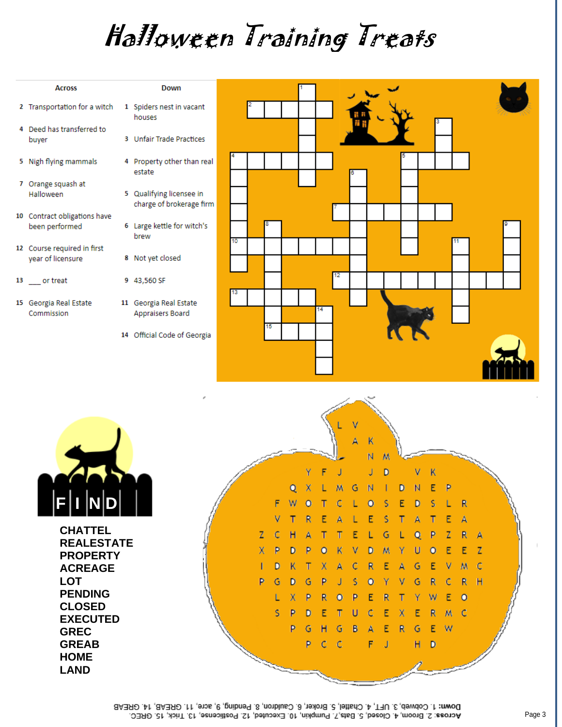# Halloween Training Treats

| Across | |
|---|---|
| 2 | Transportation for a witch |
| 4 | Deed has transferred to buyer |
| 5 | Nigh flying mammals |
| 7 | Orange squash at Halloween |
| 10 | Contract obligations have been performed |
| 12 | Course required in first year of licensure |
| 13 | ___ or treat |
| 15 | Georgia Real Estate Commission |

| Down | |
|---|---|
| 1 | Spiders nest in vacant houses |
| 3 | Unfair Trade Practices |
| 4 | Property other than real estate |
| 5 | Qualifying licensee in charge of brokerage firm |
| 6 | Large kettle for witch's brew |
| 8 | Not yet closed |
| 9 | 43,560 SF |
| 11 | Georgia Real Estate Appraisers Board |
| 14 | Official Code of Georgia |

FIND

- CHATTEL
- REALESTATE
- PROPERTY
- ACREAGE
- LOT
- PENDING
- CLOSED
- EXECUTED
- GREC
- GREAB
- HOME
- LAND

```
          L V
            A K
              N M
      Y F J   J D   V K
    Q X L M G N I D N E P
  F W O T C L O S E D S L R
  V T R E A L E S T A T E A
Z C H A T T E L G L Q P Z R A
X P D P O K V D M Y U O E E Z
I D K T X A C R E A G E V M C
P G D G P J S O Y V G R C R H
  L X P R O P E R T Y W E O
  S P D E T U C E X E R M C
    P G H G B A E R G E W
      P C C   F J   H D
```

Across: 2. Broom, 4. Closed, 5. Bats, 7. Pumpkin, 10. Executed, 12. Postlicense, 13. Trick, 15. GREC.
Down: 1. Cobweb, 3. UFT, 4. Chattel, 5. Broker, 6. Cauldron, 8. Pending, 9. acre, 11. GREAB, 14. GREAB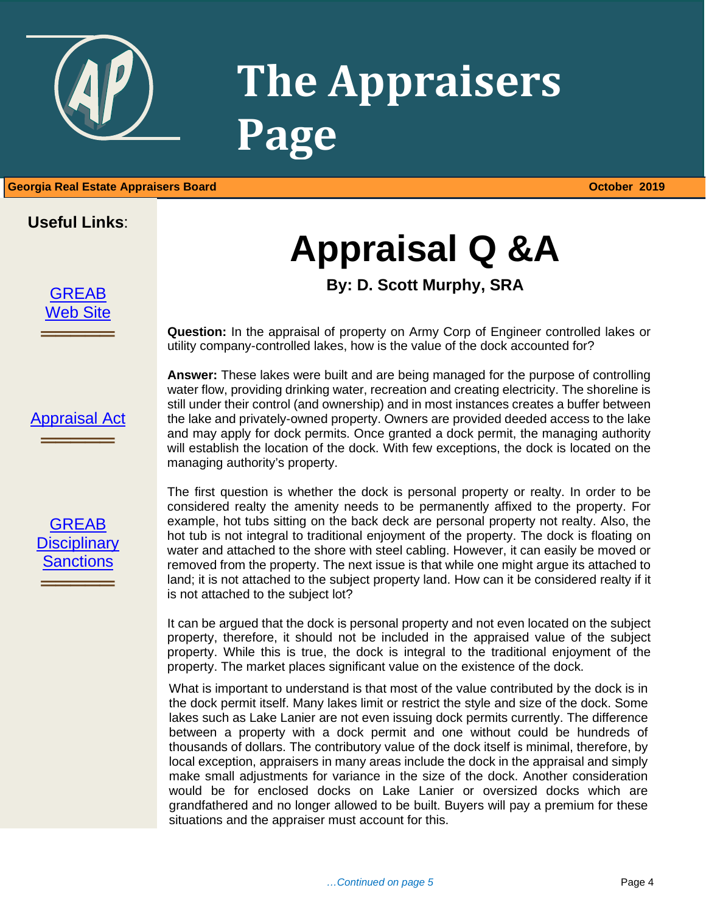# The Appraisers Page

**Georgia Real Estate Appraisers Board** — **October 2019**

**Useful Links**:

[GREAB Web Site]

[Appraisal Act]

[GREAB Disciplinary Sanctions]

# Appraisal Q &A

**By: D. Scott Murphy, SRA**

**Question:** In the appraisal of property on Army Corp of Engineer controlled lakes or utility company-controlled lakes, how is the value of the dock accounted for?

**Answer:** These lakes were built and are being managed for the purpose of controlling water flow, providing drinking water, recreation and creating electricity. The shoreline is still under their control (and ownership) and in most instances creates a buffer between the lake and privately-owned property. Owners are provided deeded access to the lake and may apply for dock permits. Once granted a dock permit, the managing authority will establish the location of the dock. With few exceptions, the dock is located on the managing authority's property.

The first question is whether the dock is personal property or realty. In order to be considered realty the amenity needs to be permanently affixed to the property. For example, hot tubs sitting on the back deck are personal property not realty. Also, the hot tub is not integral to traditional enjoyment of the property. The dock is floating on water and attached to the shore with steel cabling. However, it can easily be moved or removed from the property. The next issue is that while one might argue its attached to land; it is not attached to the subject property land. How can it be considered realty if it is not attached to the subject lot?

It can be argued that the dock is personal property and not even located on the subject property, therefore, it should not be included in the appraised value of the subject property. While this is true, the dock is integral to the traditional enjoyment of the property. The market places significant value on the existence of the dock.

What is important to understand is that most of the value contributed by the dock is in the dock permit itself. Many lakes limit or restrict the style and size of the dock. Some lakes such as Lake Lanier are not even issuing dock permits currently. The difference between a property with a dock permit and one without could be hundreds of thousands of dollars. The contributory value of the dock itself is minimal, therefore, by local exception, appraisers in many areas include the dock in the appraisal and simply make small adjustments for variance in the size of the dock. Another consideration would be for enclosed docks on Lake Lanier or oversized docks which are grandfathered and no longer allowed to be built. Buyers will pay a premium for these situations and the appraiser must account for this.

*…Continued on page 5*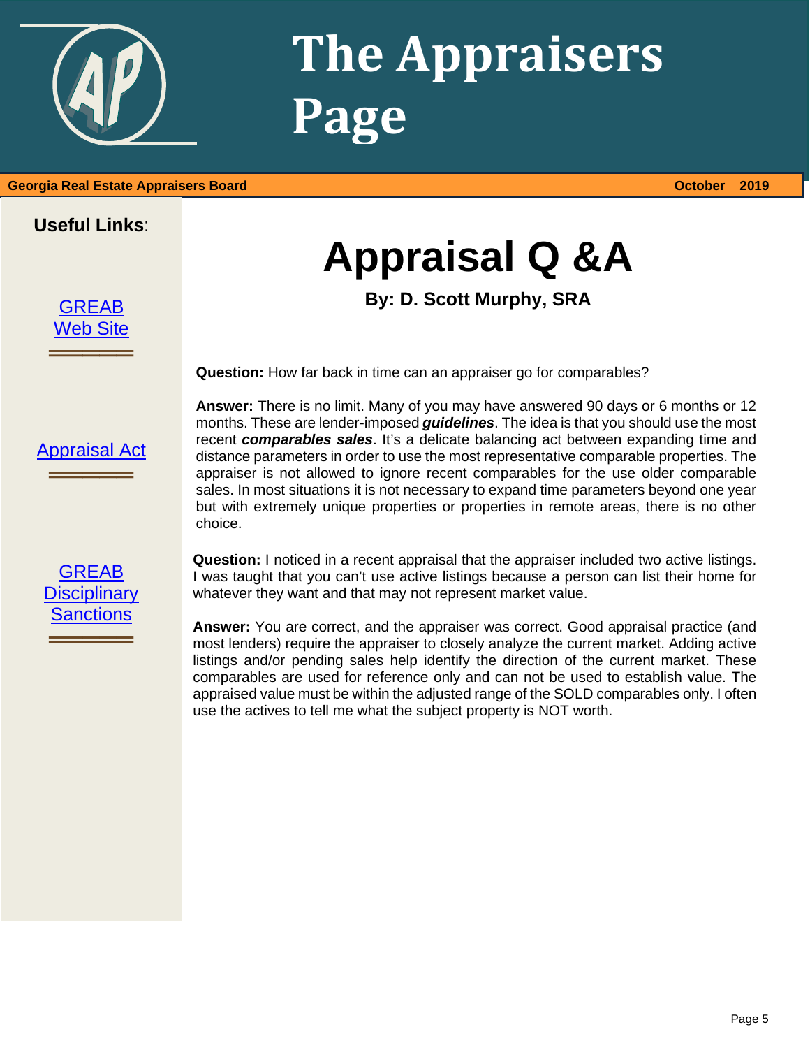# The Appraisers Page

**Georgia Real Estate Appraisers Board** **October 2019**

**Useful Links**:

GREAB Web Site

Appraisal Act

GREAB Disciplinary Sanctions

# Appraisal Q &A

**By: D. Scott Murphy, SRA**

**Question:** How far back in time can an appraiser go for comparables?

**Answer:** There is no limit. Many of you may have answered 90 days or 6 months or 12 months. These are lender-imposed ***guidelines***. The idea is that you should use the most recent ***comparables sales***. It's a delicate balancing act between expanding time and distance parameters in order to use the most representative comparable properties. The appraiser is not allowed to ignore recent comparables for the use older comparable sales. In most situations it is not necessary to expand time parameters beyond one year but with extremely unique properties or properties in remote areas, there is no other choice.

**Question:** I noticed in a recent appraisal that the appraiser included two active listings. I was taught that you can't use active listings because a person can list their home for whatever they want and that may not represent market value.

**Answer:** You are correct, and the appraiser was correct. Good appraisal practice (and most lenders) require the appraiser to closely analyze the current market. Adding active listings and/or pending sales help identify the direction of the current market. These comparables are used for reference only and can not be used to establish value. The appraised value must be within the adjusted range of the SOLD comparables only. I often use the actives to tell me what the subject property is NOT worth.